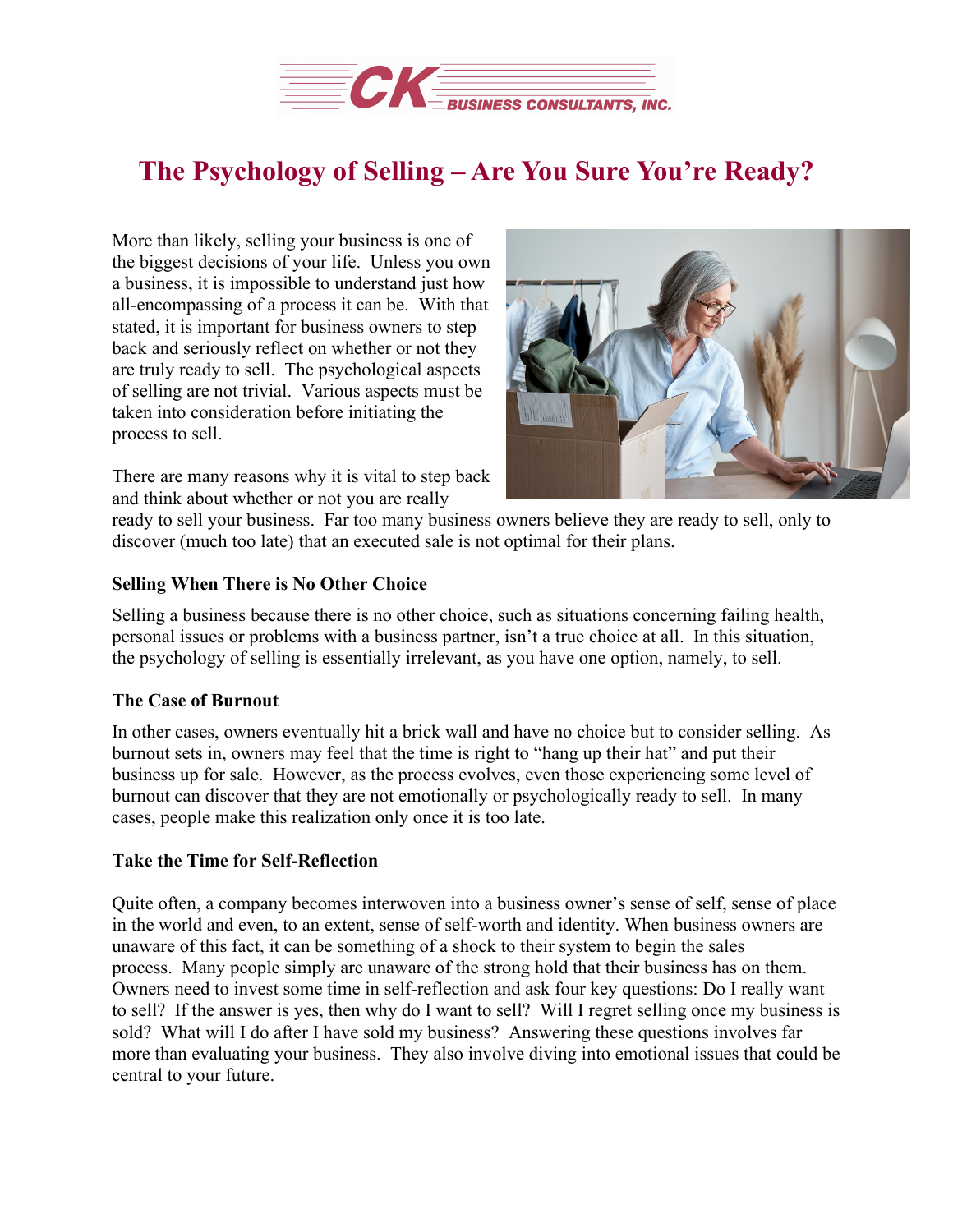# The Psychology of Selling – Are You Sure You're Ready?

More than likely, selling your business is one of the biggest decisions of your life. Unless you own a business, it is impossible to understand just how all-encompassing of a process it can be. With that stated, it is important for business owners to step back and seriously reflect on whether or not they are truly ready to sell. The psychological aspects of selling are not trivial. Various aspects must be taken into consideration before initiating the process to sell.

There are many reasons why it is vital to step back and think about whether or not you are really ready to sell your business. Far too many business owners believe they are ready to sell, only to discover (much too late) that an executed sale is not optimal for their plans.

### Selling When There is No Other Choice

Selling a business because there is no other choice, such as situations concerning failing health, personal issues or problems with a business partner, isn't a true choice at all. In this situation, the psychology of selling is essentially irrelevant, as you have one option, namely, to sell.

### The Case of Burnout

In other cases, owners eventually hit a brick wall and have no choice but to consider selling. As burnout sets in, owners may feel that the time is right to "hang up their hat" and put their business up for sale. However, as the process evolves, even those experiencing some level of burnout can discover that they are not emotionally or psychologically ready to sell. In many cases, people make this realization only once it is too late.

### Take the Time for Self-Reflection

Quite often, a company becomes interwoven into a business owner's sense of self, sense of place in the world and even, to an extent, sense of self-worth and identity. When business owners are unaware of this fact, it can be something of a shock to their system to begin the sales process. Many people simply are unaware of the strong hold that their business has on them. Owners need to invest some time in self-reflection and ask four key questions: Do I really want to sell? If the answer is yes, then why do I want to sell? Will I regret selling once my business is sold? What will I do after I have sold my business? Answering these questions involves far more than evaluating your business. They also involve diving into emotional issues that could be central to your future.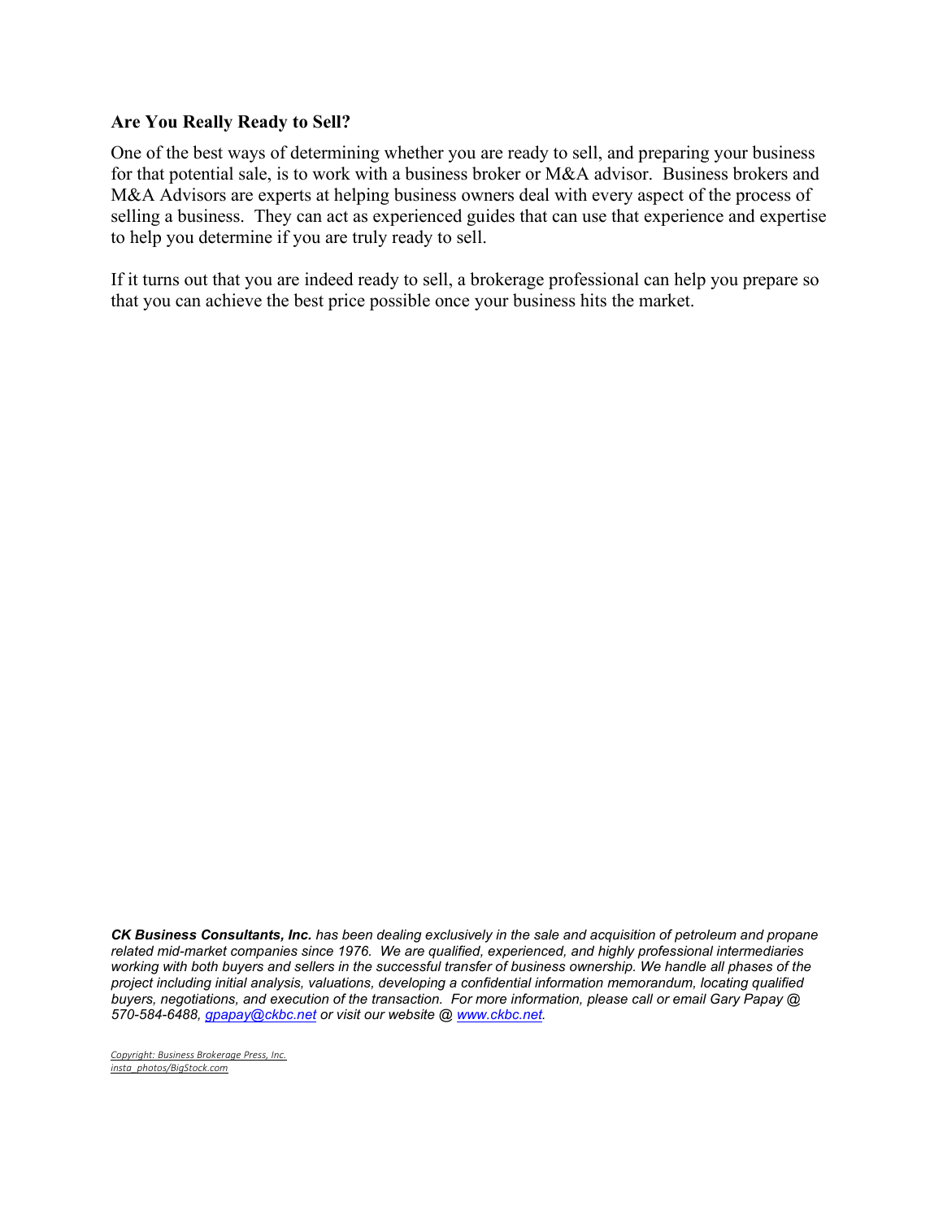### Are You Really Ready to Sell?

One of the best ways of determining whether you are ready to sell, and preparing your business for that potential sale, is to work with a business broker or M&A advisor. Business brokers and M&A Advisors are experts at helping business owners deal with every aspect of the process of selling a business. They can act as experienced guides that can use that experience and expertise to help you determine if you are truly ready to sell.

If it turns out that you are indeed ready to sell, a brokerage professional can help you prepare so that you can achieve the best price possible once your business hits the market.

***CK Business Consultants, Inc.*** *has been dealing exclusively in the sale and acquisition of petroleum and propane related mid-market companies since 1976. We are qualified, experienced, and highly professional intermediaries working with both buyers and sellers in the successful transfer of business ownership. We handle all phases of the project including initial analysis, valuations, developing a confidential information memorandum, locating qualified buyers, negotiations, and execution of the transaction. For more information, please call or email Gary Papay @ 570-584-6488, [gpapay@ckbc.net](mailto:gpapay@ckbc.net) or visit our website @ [www.ckbc.net](http://www.ckbc.net).*

*Copyright: Business Brokerage Press, Inc.*
*insta_photos/BigStock.com*